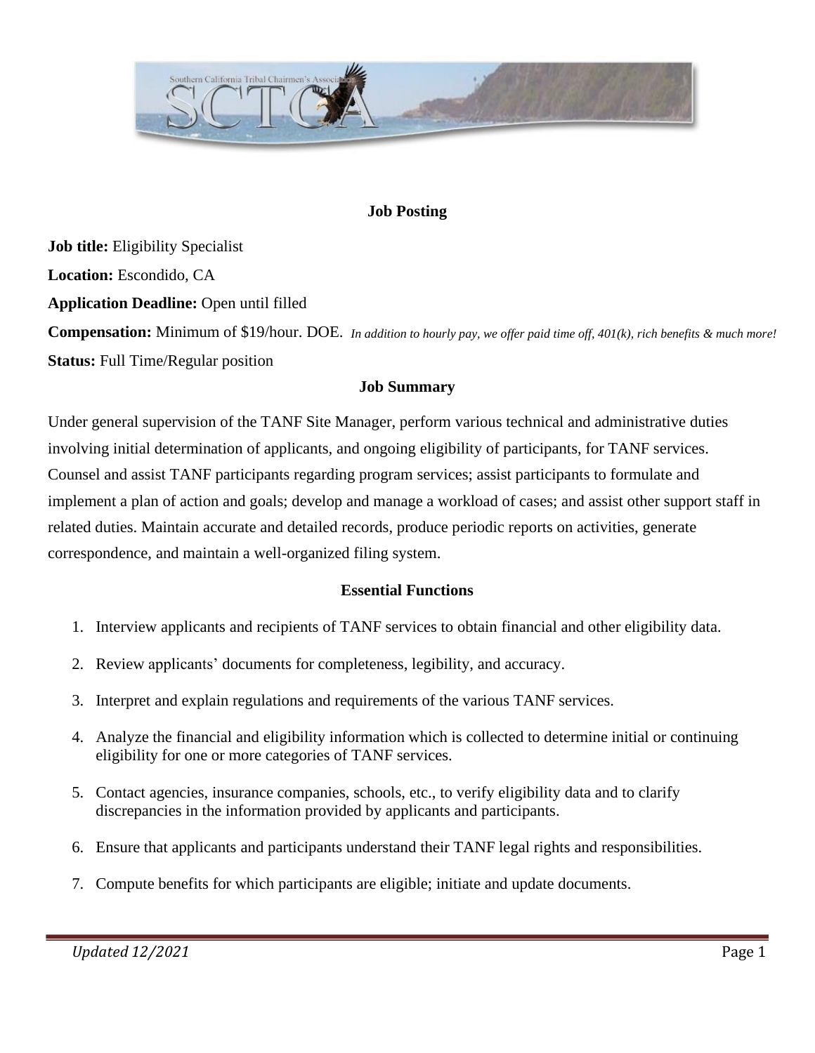## Job Posting

**Job title:** Eligibility Specialist

**Location:** Escondido, CA

**Application Deadline:** Open until filled

**Compensation:** Minimum of $19/hour. DOE. *In addition to hourly pay, we offer paid time off, 401(k), rich benefits & much more!*

**Status:** Full Time/Regular position

### Job Summary

Under general supervision of the TANF Site Manager, perform various technical and administrative duties involving initial determination of applicants, and ongoing eligibility of participants, for TANF services. Counsel and assist TANF participants regarding program services; assist participants to formulate and implement a plan of action and goals; develop and manage a workload of cases; and assist other support staff in related duties. Maintain accurate and detailed records, produce periodic reports on activities, generate correspondence, and maintain a well-organized filing system.

### Essential Functions

1. Interview applicants and recipients of TANF services to obtain financial and other eligibility data.
2. Review applicants' documents for completeness, legibility, and accuracy.
3. Interpret and explain regulations and requirements of the various TANF services.
4. Analyze the financial and eligibility information which is collected to determine initial or continuing eligibility for one or more categories of TANF services.
5. Contact agencies, insurance companies, schools, etc., to verify eligibility data and to clarify discrepancies in the information provided by applicants and participants.
6. Ensure that applicants and participants understand their TANF legal rights and responsibilities.
7. Compute benefits for which participants are eligible; initiate and update documents.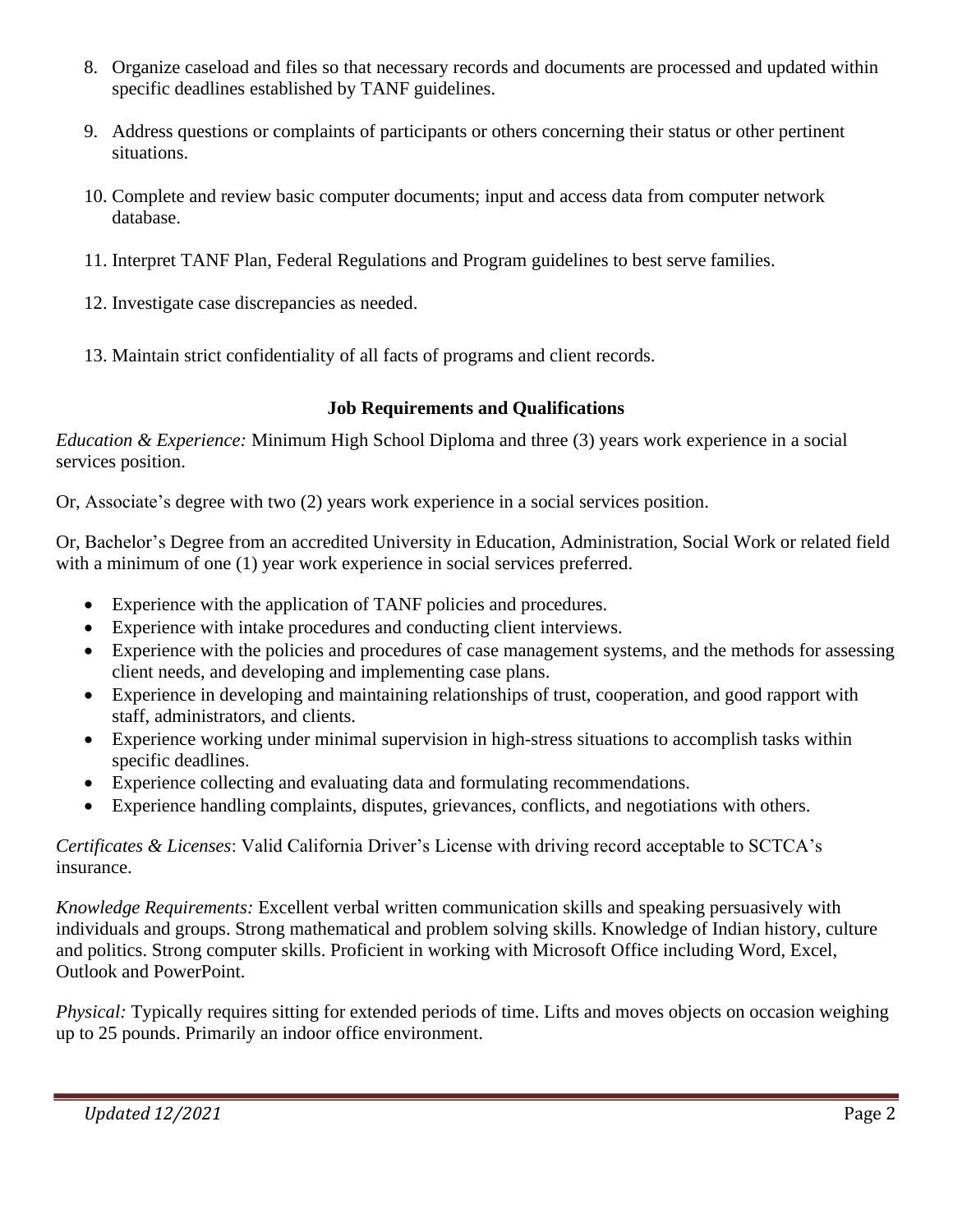8. Organize caseload and files so that necessary records and documents are processed and updated within specific deadlines established by TANF guidelines.

9. Address questions or complaints of participants or others concerning their status or other pertinent situations.

10. Complete and review basic computer documents; input and access data from computer network database.

11. Interpret TANF Plan, Federal Regulations and Program guidelines to best serve families.

12. Investigate case discrepancies as needed.

13. Maintain strict confidentiality of all facts of programs and client records.

## Job Requirements and Qualifications

*Education & Experience:* Minimum High School Diploma and three (3) years work experience in a social services position.

Or, Associate's degree with two (2) years work experience in a social services position.

Or, Bachelor's Degree from an accredited University in Education, Administration, Social Work or related field with a minimum of one (1) year work experience in social services preferred.

- Experience with the application of TANF policies and procedures.
- Experience with intake procedures and conducting client interviews.
- Experience with the policies and procedures of case management systems, and the methods for assessing client needs, and developing and implementing case plans.
- Experience in developing and maintaining relationships of trust, cooperation, and good rapport with staff, administrators, and clients.
- Experience working under minimal supervision in high-stress situations to accomplish tasks within specific deadlines.
- Experience collecting and evaluating data and formulating recommendations.
- Experience handling complaints, disputes, grievances, conflicts, and negotiations with others.

*Certificates & Licenses*: Valid California Driver's License with driving record acceptable to SCTCA's insurance.

*Knowledge Requirements:* Excellent verbal written communication skills and speaking persuasively with individuals and groups. Strong mathematical and problem solving skills. Knowledge of Indian history, culture and politics. Strong computer skills. Proficient in working with Microsoft Office including Word, Excel, Outlook and PowerPoint.

*Physical:* Typically requires sitting for extended periods of time. Lifts and moves objects on occasion weighing up to 25 pounds. Primarily an indoor office environment.

*Updated 12/2021*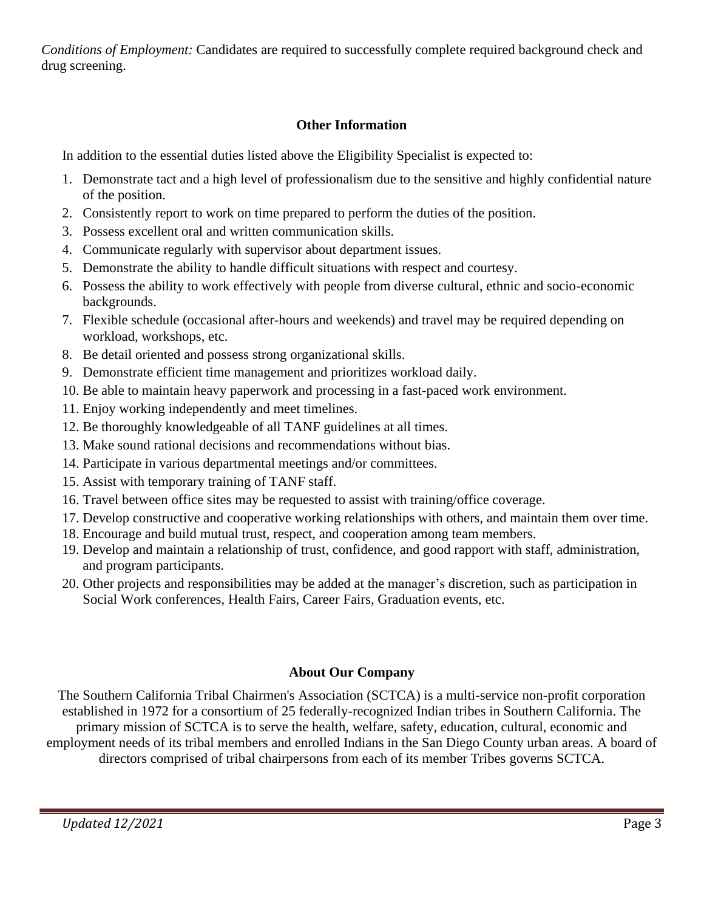*Conditions of Employment:* Candidates are required to successfully complete required background check and drug screening.

## Other Information

In addition to the essential duties listed above the Eligibility Specialist is expected to:

1. Demonstrate tact and a high level of professionalism due to the sensitive and highly confidential nature of the position.
2. Consistently report to work on time prepared to perform the duties of the position.
3. Possess excellent oral and written communication skills.
4. Communicate regularly with supervisor about department issues.
5. Demonstrate the ability to handle difficult situations with respect and courtesy.
6. Possess the ability to work effectively with people from diverse cultural, ethnic and socio-economic backgrounds.
7. Flexible schedule (occasional after-hours and weekends) and travel may be required depending on workload, workshops, etc.
8. Be detail oriented and possess strong organizational skills.
9. Demonstrate efficient time management and prioritizes workload daily.
10. Be able to maintain heavy paperwork and processing in a fast-paced work environment.
11. Enjoy working independently and meet timelines.
12. Be thoroughly knowledgeable of all TANF guidelines at all times.
13. Make sound rational decisions and recommendations without bias.
14. Participate in various departmental meetings and/or committees.
15. Assist with temporary training of TANF staff.
16. Travel between office sites may be requested to assist with training/office coverage.
17. Develop constructive and cooperative working relationships with others, and maintain them over time.
18. Encourage and build mutual trust, respect, and cooperation among team members.
19. Develop and maintain a relationship of trust, confidence, and good rapport with staff, administration, and program participants.
20. Other projects and responsibilities may be added at the manager's discretion, such as participation in Social Work conferences, Health Fairs, Career Fairs, Graduation events, etc.

## About Our Company

The Southern California Tribal Chairmen's Association (SCTCA) is a multi-service non-profit corporation established in 1972 for a consortium of 25 federally-recognized Indian tribes in Southern California. The primary mission of SCTCA is to serve the health, welfare, safety, education, cultural, economic and employment needs of its tribal members and enrolled Indians in the San Diego County urban areas. A board of directors comprised of tribal chairpersons from each of its member Tribes governs SCTCA.

*Updated 12/2021*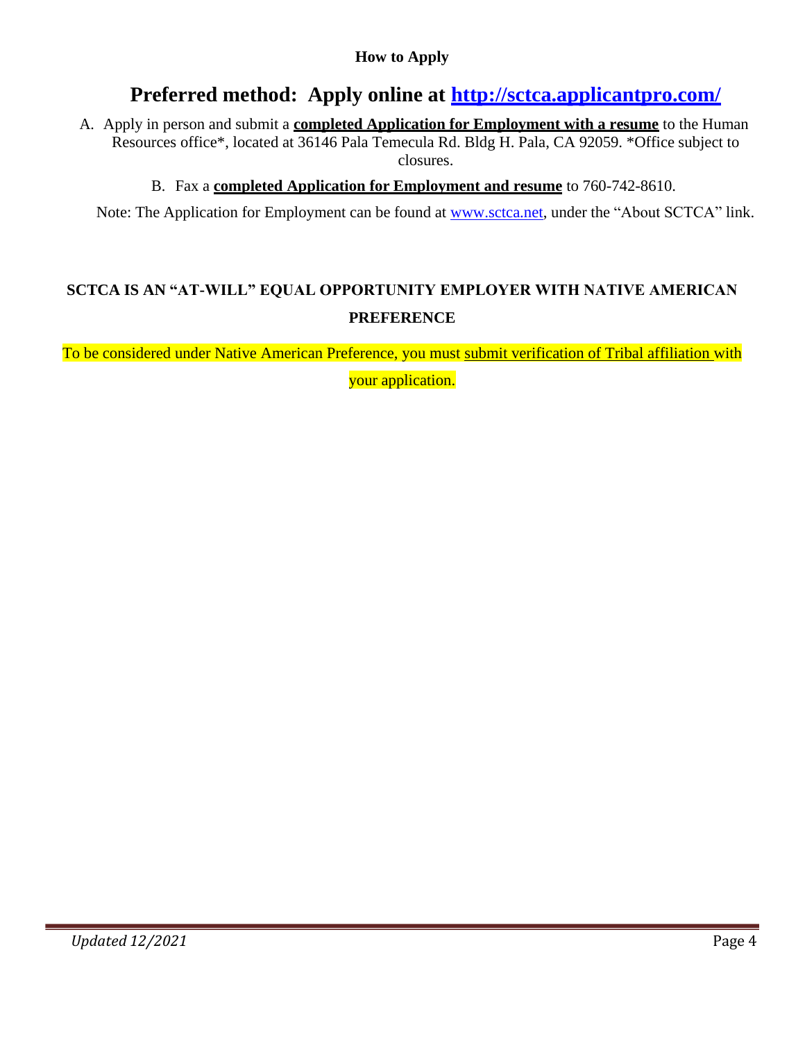**How to Apply**

## Preferred method: Apply online at [http://sctca.applicantpro.com/](http://sctca.applicantpro.com/)

A. Apply in person and submit a **completed Application for Employment with a resume** to the Human Resources office*, located at 36146 Pala Temecula Rd. Bldg H. Pala, CA 92059. *Office subject to closures.

B. Fax a **completed Application for Employment and resume** to 760-742-8610.

Note: The Application for Employment can be found at [www.sctca.net](www.sctca.net), under the "About SCTCA" link.

**SCTCA IS AN "AT-WILL" EQUAL OPPORTUNITY EMPLOYER WITH NATIVE AMERICAN PREFERENCE**

To be considered under Native American Preference, you must submit verification of Tribal affiliation with your application.